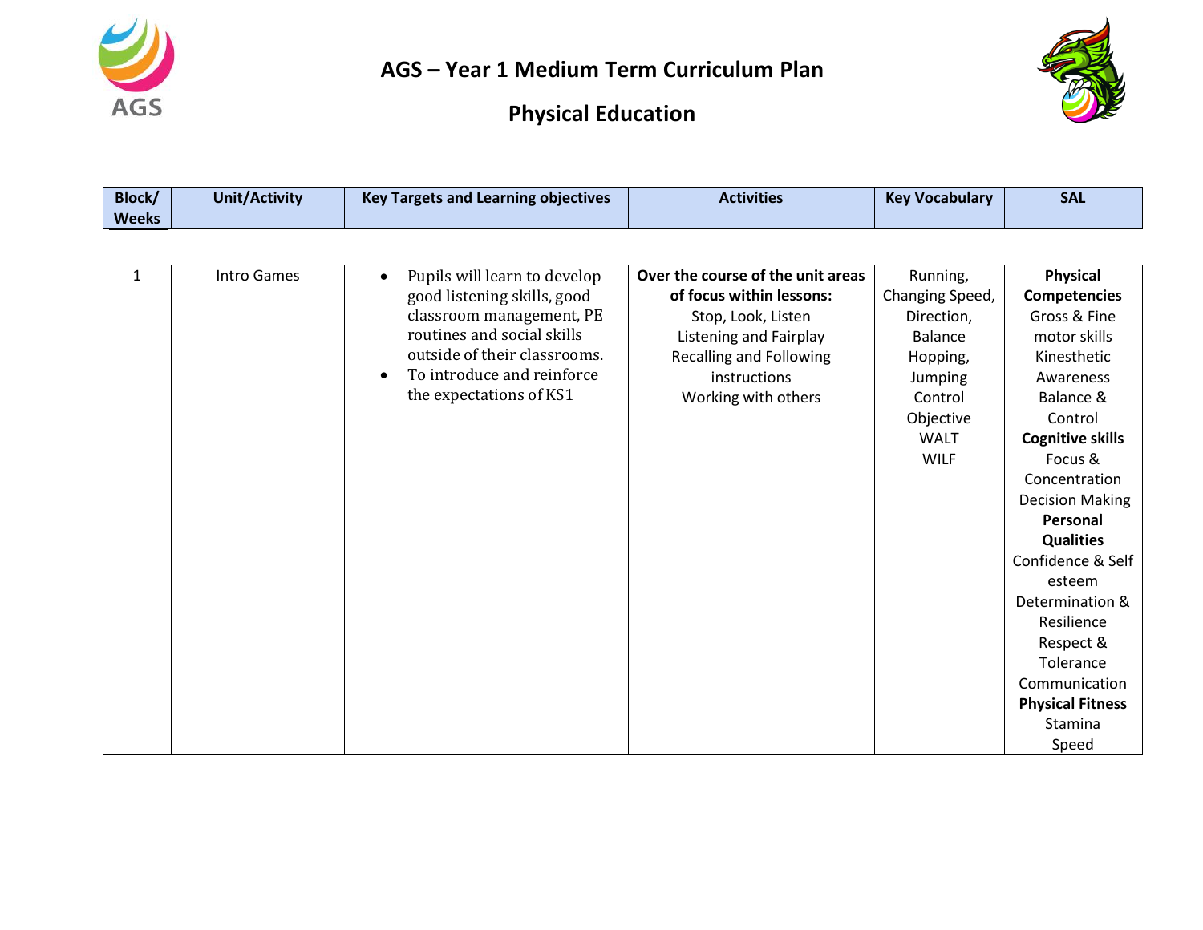# AGS – Year 1 Medium Term Curriculum Plan

## Physical Education

| Block/ Weeks | Unit/Activity | Key Targets and Learning objectives | Activities | Key Vocabulary | SAL |
|---|---|---|---|---|---|
| 1 | Intro Games | • Pupils will learn to develop good listening skills, good classroom management, PE routines and social skills outside of their classrooms.<br>• To introduce and reinforce the expectations of KS1 | **Over the course of the unit areas of focus within lessons:**<br>Stop, Look, Listen<br>Listening and Fairplay<br>Recalling and Following instructions<br>Working with others | Running,<br>Changing Speed,<br>Direction,<br>Balance<br>Hopping,<br>Jumping<br>Control<br>Objective<br>WALT<br>WILF | **Physical Competencies**<br>Gross & Fine motor skills<br>Kinesthetic Awareness<br>Balance & Control<br>**Cognitive skills**<br>Focus & Concentration<br>Decision Making<br>**Personal Qualities**<br>Confidence & Self esteem<br>Determination & Resilience<br>Respect & Tolerance<br>Communication<br>**Physical Fitness**<br>Stamina<br>Speed |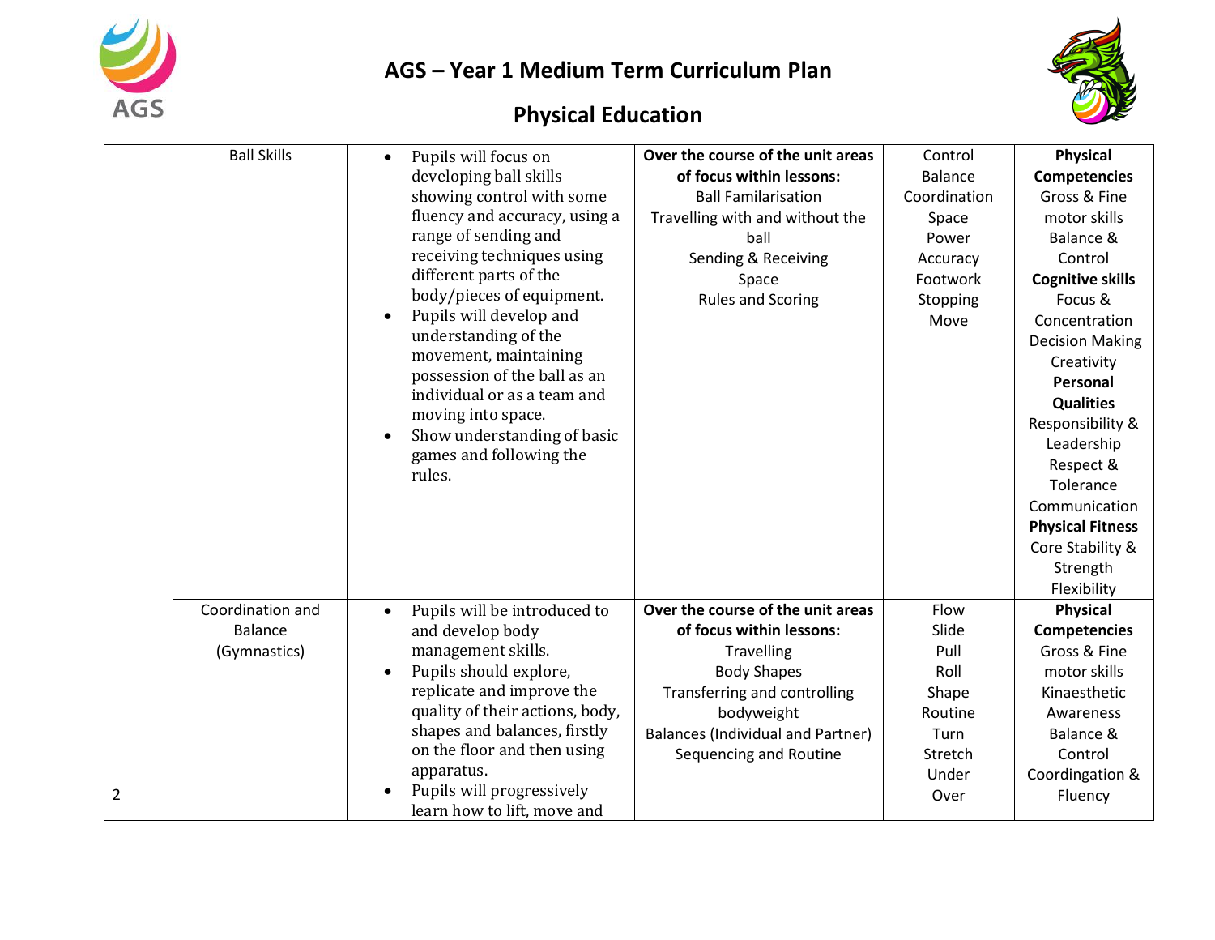# AGS – Year 1 Medium Term Curriculum Plan

## Physical Education

| | | | | | |
|---|---|---|---|---|---|
| | Ball Skills | • Pupils will focus on developing ball skills showing control with some fluency and accuracy, using a range of sending and receiving techniques using different parts of the body/pieces of equipment.<br>• Pupils will develop and understanding of the movement, maintaining possession of the ball as an individual or as a team and moving into space.<br>• Show understanding of basic games and following the rules. | **Over the course of the unit areas of focus within lessons:**<br>Ball Familarisation<br>Travelling with and without the ball<br>Sending & Receiving<br>Space<br>Rules and Scoring | Control<br>Balance<br>Coordination<br>Space<br>Power<br>Accuracy<br>Footwork<br>Stopping<br>Move | **Physical Competencies**<br>Gross & Fine motor skills<br>Balance & Control<br>**Cognitive skills**<br>Focus & Concentration<br>Decision Making<br>Creativity<br>**Personal Qualities**<br>Responsibility & Leadership<br>Respect & Tolerance<br>Communication<br>**Physical Fitness**<br>Core Stability & Strength<br>Flexibility |
| 2 | Coordination and Balance (Gymnastics) | • Pupils will be introduced to and develop body management skills.<br>• Pupils should explore, replicate and improve the quality of their actions, body, shapes and balances, firstly on the floor and then using apparatus.<br>• Pupils will progressively learn how to lift, move and | **Over the course of the unit areas of focus within lessons:**<br>Travelling<br>Body Shapes<br>Transferring and controlling bodyweight<br>Balances (Individual and Partner)<br>Sequencing and Routine | Flow<br>Slide<br>Pull<br>Roll<br>Shape<br>Routine<br>Turn<br>Stretch<br>Under<br>Over | **Physical Competencies**<br>Gross & Fine motor skills<br>Kinaesthetic Awareness<br>Balance & Control<br>Coordingation & Fluency |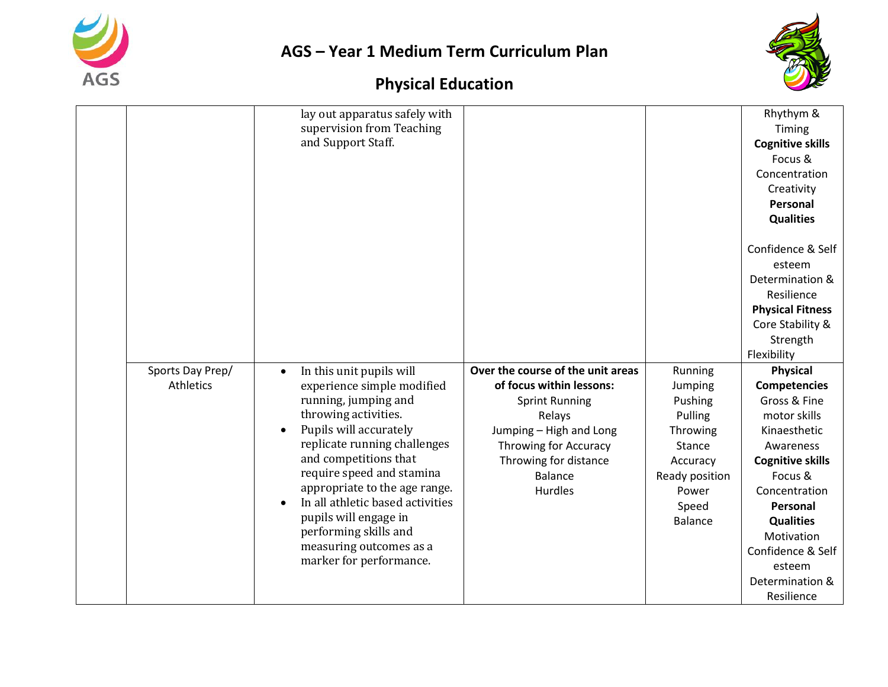# AGS – Year 1 Medium Term Curriculum Plan

## Physical Education

| | | | | | |
|---|---|---|---|---|---|
| | | lay out apparatus safely with supervision from Teaching and Support Staff. | | | Rhythym & Timing<br>**Cognitive skills**<br>Focus & Concentration<br>Creativity<br>**Personal Qualities**<br><br>Confidence & Self esteem<br>Determination & Resilience<br>**Physical Fitness**<br>Core Stability & Strength<br>Flexibility |
| | Sports Day Prep/ Athletics | • In this unit pupils will experience simple modified running, jumping and throwing activities.<br>• Pupils will accurately replicate running challenges and competitions that require speed and stamina appropriate to the age range.<br>• In all athletic based activities pupils will engage in performing skills and measuring outcomes as a marker for performance. | **Over the course of the unit areas of focus within lessons:**<br>Sprint Running<br>Relays<br>Jumping – High and Long<br>Throwing for Accuracy<br>Throwing for distance<br>Balance<br>Hurdles | Running<br>Jumping<br>Pushing<br>Pulling<br>Throwing<br>Stance<br>Accuracy<br>Ready position<br>Power<br>Speed<br>Balance | **Physical Competencies**<br>Gross & Fine motor skills<br>Kinaesthetic Awareness<br>**Cognitive skills**<br>Focus & Concentration<br>**Personal Qualities**<br>Motivation<br>Confidence & Self esteem<br>Determination & Resilience |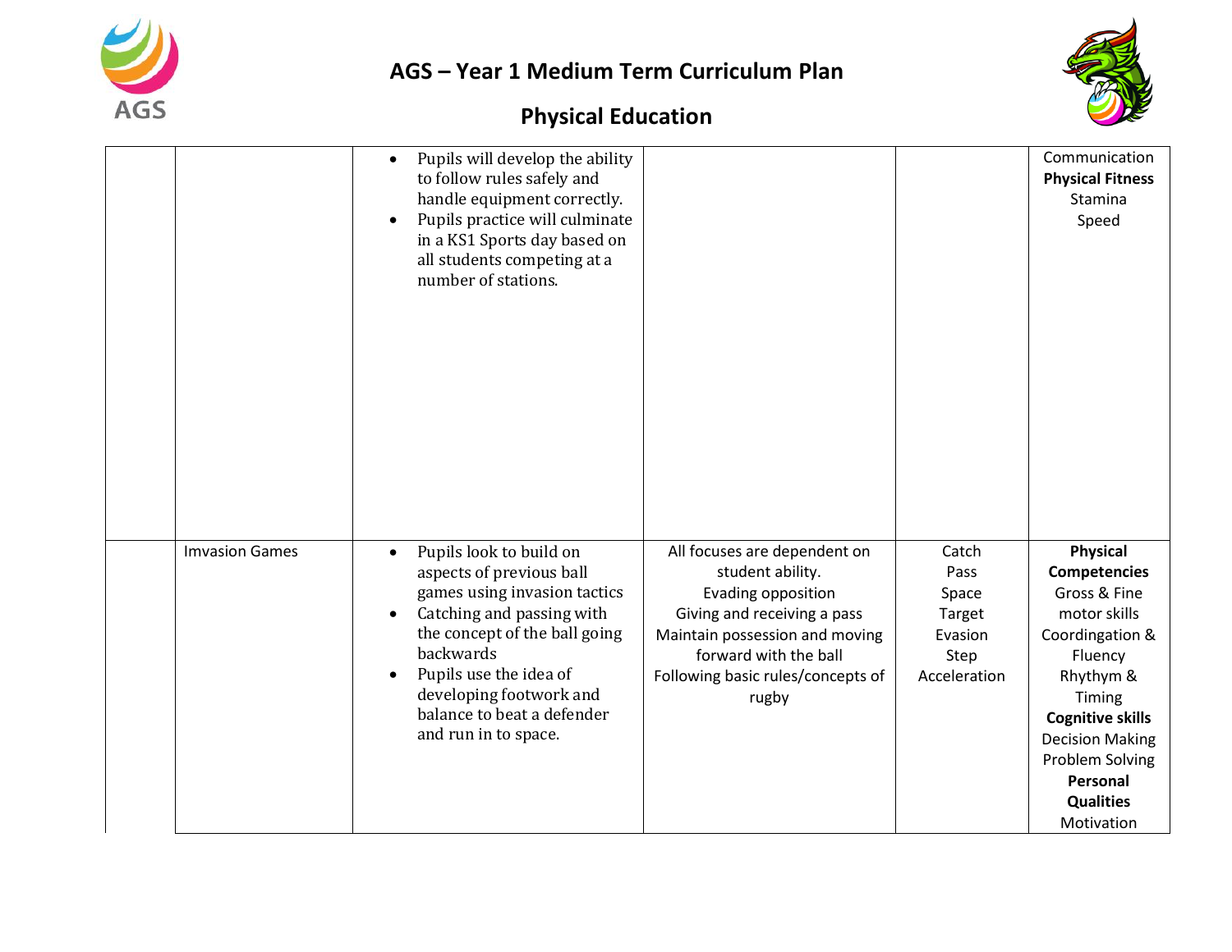# AGS – Year 1 Medium Term Curriculum Plan

## Physical Education

| | | | | | |
|---|---|---|---|---|---|
| | | • Pupils will develop the ability to follow rules safely and handle equipment correctly.<br>• Pupils practice will culminate in a KS1 Sports day based on all students competing at a number of stations. | | | Communication<br>**Physical Fitness**<br>Stamina<br>Speed |
| | Imvasion Games | • Pupils look to build on aspects of previous ball games using invasion tactics<br>• Catching and passing with the concept of the ball going backwards<br>• Pupils use the idea of developing footwork and balance to beat a defender and run in to space. | All focuses are dependent on student ability.<br>Evading opposition<br>Giving and receiving a pass<br>Maintain possession and moving forward with the ball<br>Following basic rules/concepts of rugby | Catch<br>Pass<br>Space<br>Target<br>Evasion<br>Step<br>Acceleration | **Physical Competencies**<br>Gross & Fine motor skills<br>Coordingation & Fluency<br>Rhythym & Timing<br>**Cognitive skills**<br>Decision Making<br>Problem Solving<br>**Personal Qualities**<br>Motivation |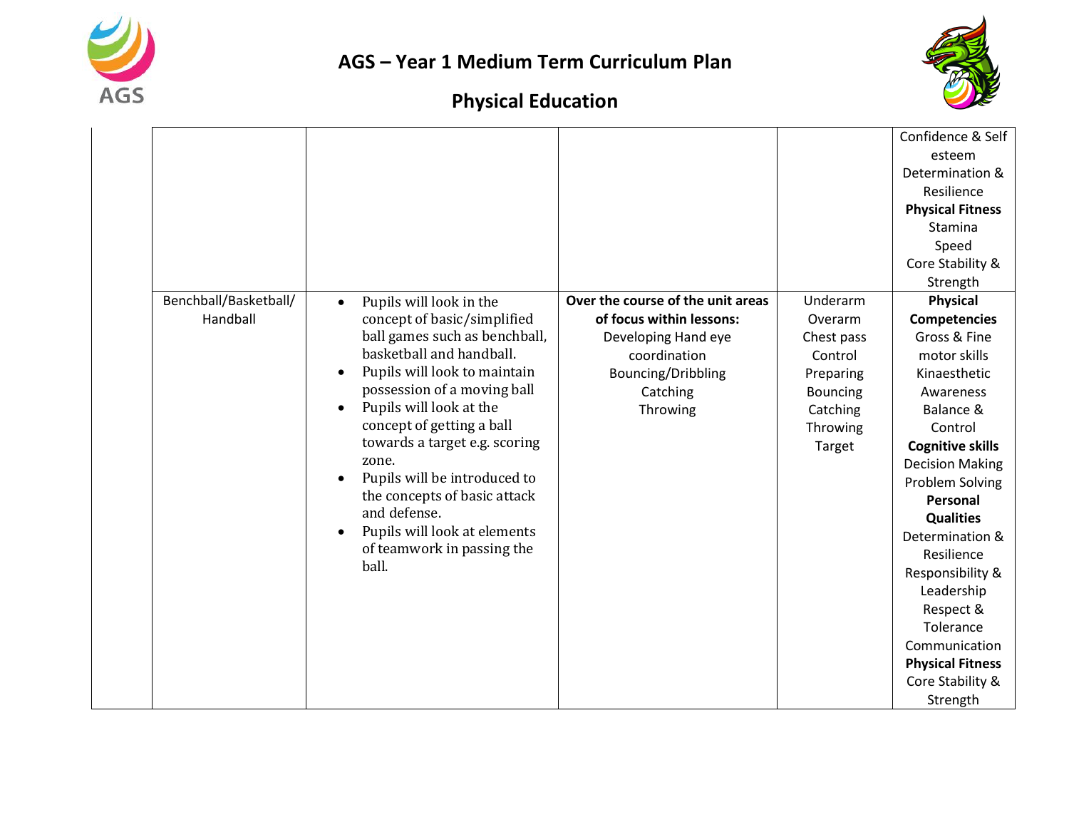# AGS – Year 1 Medium Term Curriculum Plan

## Physical Education

| | | | | | |
|---|---|---|---|---|---|
| | | | | | Confidence & Self esteem<br>Determination & Resilience<br>**Physical Fitness**<br>Stamina<br>Speed<br>Core Stability & Strength |
| | Benchball/Basketball/ Handball | • Pupils will look in the concept of basic/simplified ball games such as benchball, basketball and handball.<br>• Pupils will look to maintain possession of a moving ball<br>• Pupils will look at the concept of getting a ball towards a target e.g. scoring zone.<br>• Pupils will be introduced to the concepts of basic attack and defense.<br>• Pupils will look at elements of teamwork in passing the ball. | **Over the course of the unit areas of focus within lessons:**<br>Developing Hand eye coordination<br>Bouncing/Dribbling<br>Catching<br>Throwing | Underarm<br>Overarm<br>Chest pass<br>Control<br>Preparing<br>Bouncing<br>Catching<br>Throwing<br>Target | **Physical Competencies**<br>Gross & Fine motor skills<br>Kinaesthetic Awareness<br>Balance & Control<br>**Cognitive skills**<br>Decision Making<br>Problem Solving<br>**Personal Qualities**<br>Determination & Resilience<br>Responsibility & Leadership<br>Respect & Tolerance<br>Communication<br>**Physical Fitness**<br>Core Stability & Strength |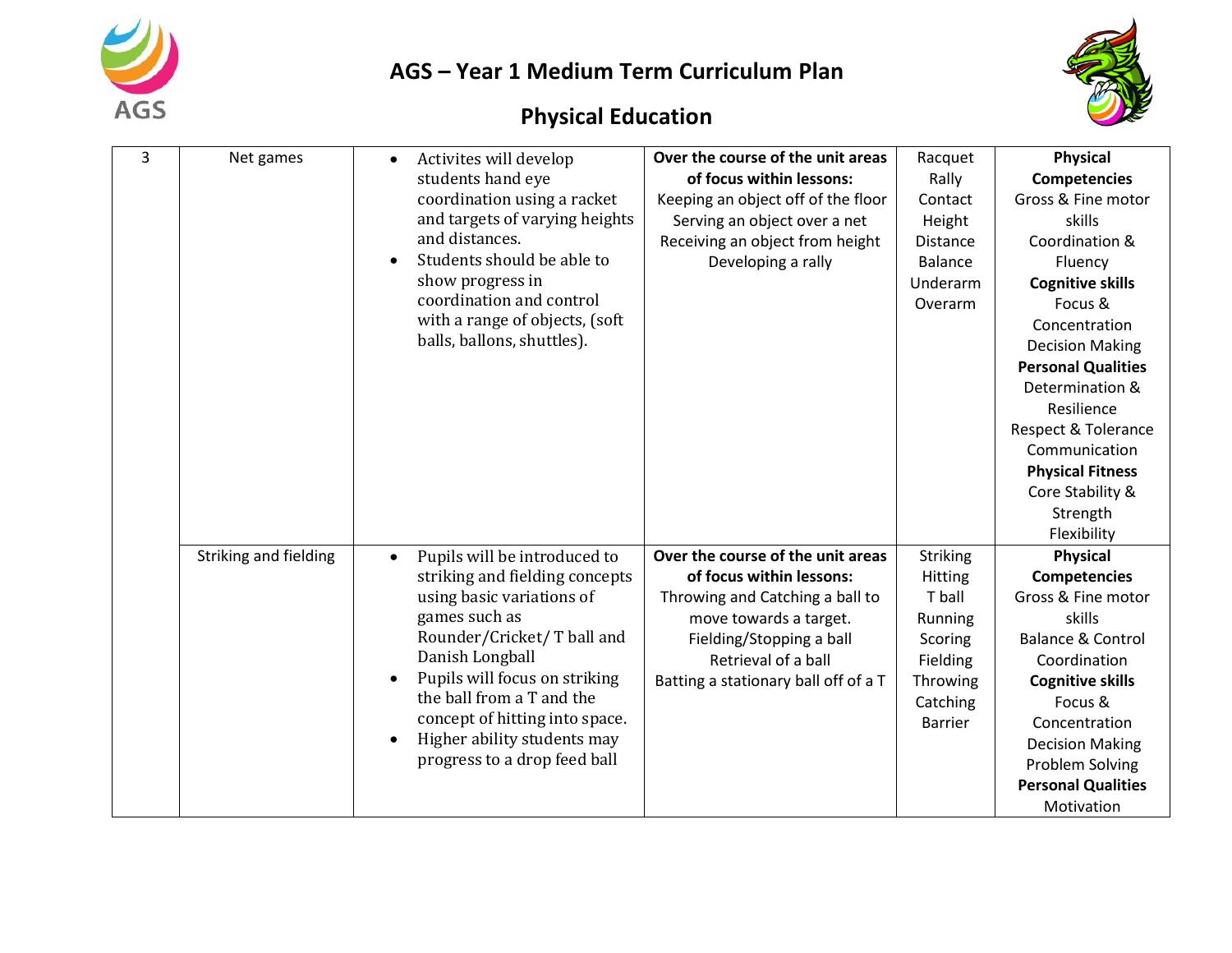# AGS – Year 1 Medium Term Curriculum Plan

## Physical Education

| | | | | | |
|---|---|---|---|---|---|
| 3 | Net games | • Activites will develop students hand eye coordination using a racket and targets of varying heights and distances.<br>• Students should be able to show progress in coordination and control with a range of objects, (soft balls, ballons, shuttles). | **Over the course of the unit areas of focus within lessons:**<br>Keeping an object off of the floor<br>Serving an object over a net<br>Receiving an object from height<br>Developing a rally | Racquet<br>Rally<br>Contact<br>Height<br>Distance<br>Balance<br>Underarm<br>Overarm | **Physical Competencies**<br>Gross & Fine motor skills<br>Coordination & Fluency<br>**Cognitive skills**<br>Focus & Concentration<br>Decision Making<br>**Personal Qualities**<br>Determination & Resilience<br>Respect & Tolerance<br>Communication<br>**Physical Fitness**<br>Core Stability & Strength<br>Flexibility |
| | Striking and fielding | • Pupils will be introduced to striking and fielding concepts using basic variations of games such as Rounder/Cricket/ T ball and Danish Longball<br>• Pupils will focus on striking the ball from a T and the concept of hitting into space.<br>• Higher ability students may progress to a drop feed ball | **Over the course of the unit areas of focus within lessons:**<br>Throwing and Catching a ball to move towards a target.<br>Fielding/Stopping a ball<br>Retrieval of a ball<br>Batting a stationary ball off of a T | Striking<br>Hitting<br>T ball<br>Running<br>Scoring<br>Fielding<br>Throwing<br>Catching<br>Barrier | **Physical Competencies**<br>Gross & Fine motor skills<br>Balance & Control<br>Coordination<br>**Cognitive skills**<br>Focus & Concentration<br>Decision Making<br>Problem Solving<br>**Personal Qualities**<br>Motivation |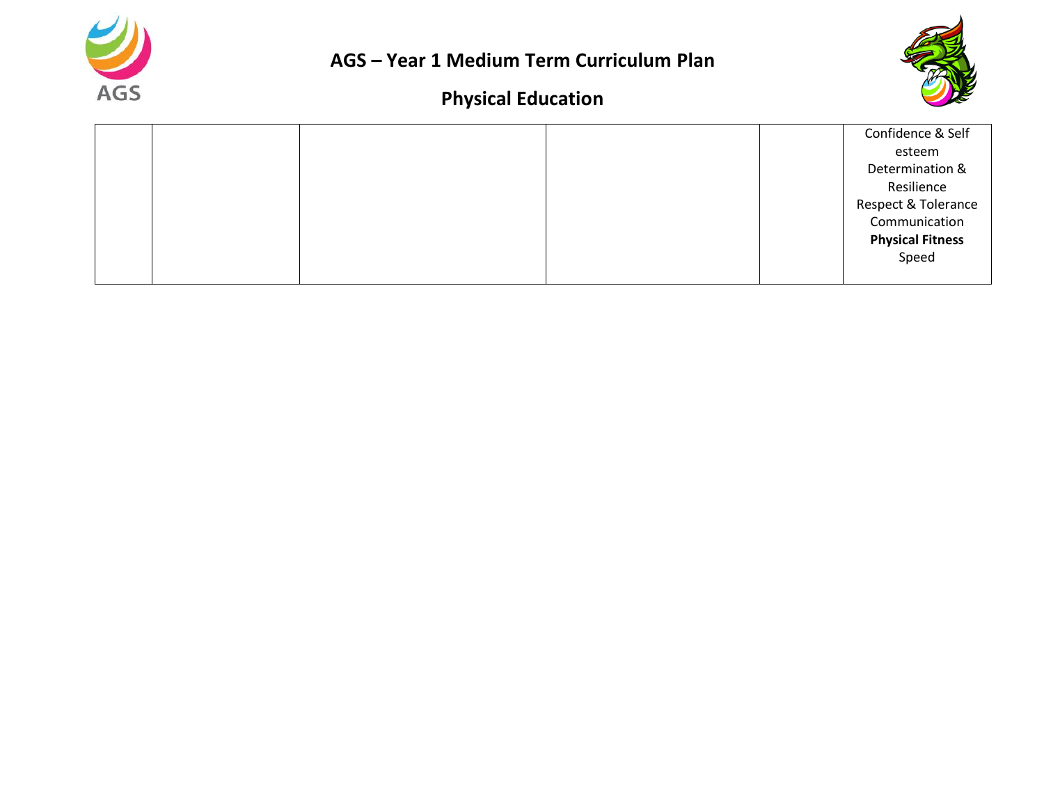# AGS – Year 1 Medium Term Curriculum Plan

## Physical Education

| | | | | | |
|---|---|---|---|---|---|
| | | | | | Confidence & Self esteem<br>Determination & Resilience<br>Respect & Tolerance<br>Communication<br>**Physical Fitness**<br>Speed |